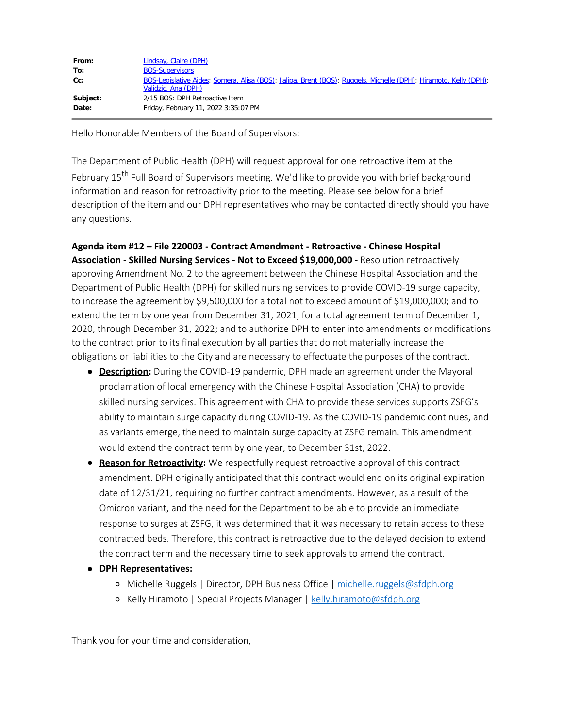| | |
|---|---|
| **From:** | Lindsay, Claire (DPH) |
| **To:** | BOS-Supervisors |
| **Cc:** | BOS-Legislative Aides; Somera, Alisa (BOS); Jalipa, Brent (BOS); Ruggels, Michelle (DPH); Hiramoto, Kelly (DPH); Validzic, Ana (DPH) |
| **Subject:** | 2/15 BOS: DPH Retroactive Item |
| **Date:** | Friday, February 11, 2022 3:35:07 PM |

Hello Honorable Members of the Board of Supervisors:

The Department of Public Health (DPH) will request approval for one retroactive item at the February 15th Full Board of Supervisors meeting. We'd like to provide you with brief background information and reason for retroactivity prior to the meeting. Please see below for a brief description of the item and our DPH representatives who may be contacted directly should you have any questions.

**Agenda item #12 – File 220003 - Contract Amendment - Retroactive - Chinese Hospital Association - Skilled Nursing Services - Not to Exceed $19,000,000 -** Resolution retroactively approving Amendment No. 2 to the agreement between the Chinese Hospital Association and the Department of Public Health (DPH) for skilled nursing services to provide COVID-19 surge capacity, to increase the agreement by $9,500,000 for a total not to exceed amount of $19,000,000; and to extend the term by one year from December 31, 2021, for a total agreement term of December 1, 2020, through December 31, 2022; and to authorize DPH to enter into amendments or modifications to the contract prior to its final execution by all parties that do not materially increase the obligations or liabilities to the City and are necessary to effectuate the purposes of the contract.

- **Description:** During the COVID-19 pandemic, DPH made an agreement under the Mayoral proclamation of local emergency with the Chinese Hospital Association (CHA) to provide skilled nursing services. This agreement with CHA to provide these services supports ZSFG's ability to maintain surge capacity during COVID-19. As the COVID-19 pandemic continues, and as variants emerge, the need to maintain surge capacity at ZSFG remain. This amendment would extend the contract term by one year, to December 31st, 2022.
- **Reason for Retroactivity:** We respectfully request retroactive approval of this contract amendment. DPH originally anticipated that this contract would end on its original expiration date of 12/31/21, requiring no further contract amendments. However, as a result of the Omicron variant, and the need for the Department to be able to provide an immediate response to surges at ZSFG, it was determined that it was necessary to retain access to these contracted beds. Therefore, this contract is retroactive due to the delayed decision to extend the contract term and the necessary time to seek approvals to amend the contract.
- **DPH Representatives:**
  - Michelle Ruggels | Director, DPH Business Office | michelle.ruggels@sfdph.org
  - Kelly Hiramoto | Special Projects Manager | kelly.hiramoto@sfdph.org

Thank you for your time and consideration,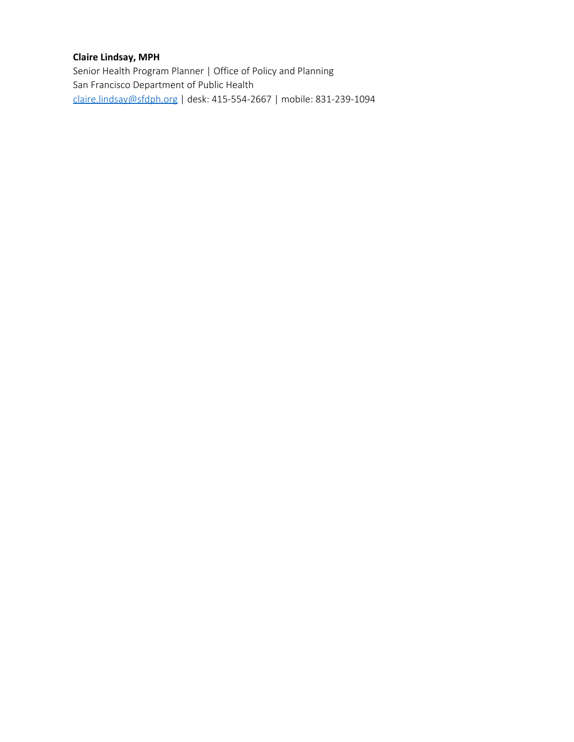**Claire Lindsay, MPH**
Senior Health Program Planner | Office of Policy and Planning
San Francisco Department of Public Health
claire.lindsay@sfdph.org | desk: 415-554-2667 | mobile: 831-239-1094